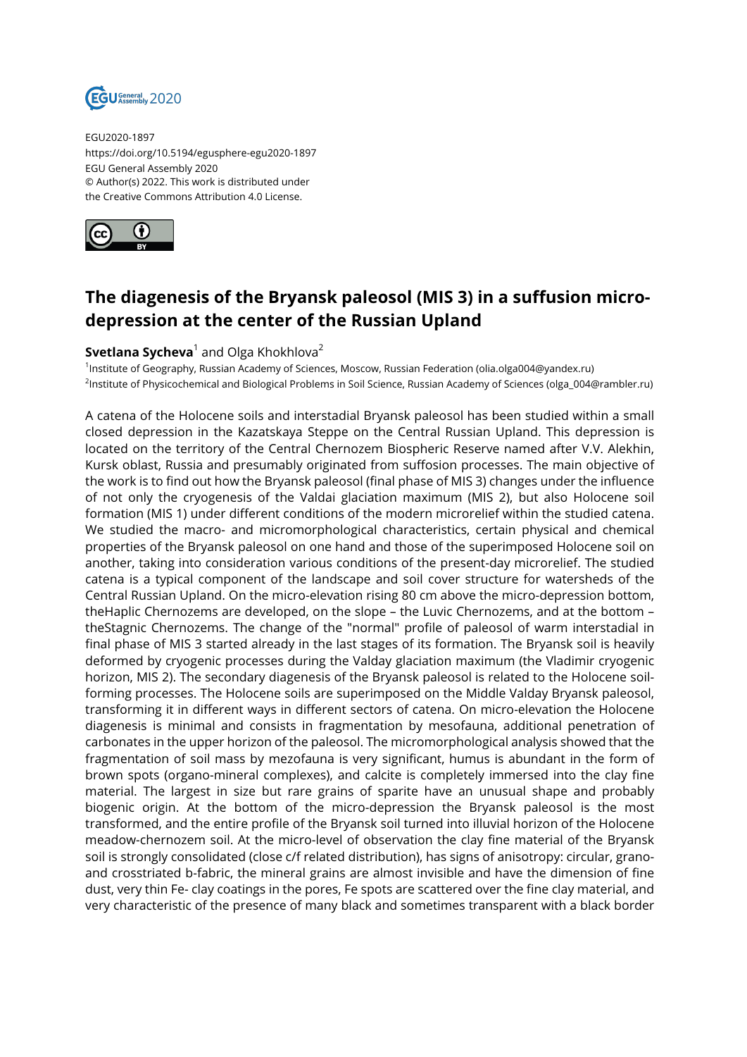EGU2020-1897
https://doi.org/10.5194/egusphere-egu2020-1897
EGU General Assembly 2020
© Author(s) 2022. This work is distributed under
the Creative Commons Attribution 4.0 License.

# The diagenesis of the Bryansk paleosol (MIS 3) in a suffusion micro-depression at the center of the Russian Upland

**Svetlana Sycheva**[1] and Olga Khokhlova[2]

[1]Institute of Geography, Russian Academy of Sciences, Moscow, Russian Federation (olia.olga004@yandex.ru)
[2]Institute of Physicochemical and Biological Problems in Soil Science, Russian Academy of Sciences (olga_004@rambler.ru)

A catena of the Holocene soils and interstadial Bryansk paleosol has been studied within a small closed depression in the Kazatskaya Steppe on the Central Russian Upland. This depression is located on the territory of the Central Chernozem Biospheric Reserve named after V.V. Alekhin, Kursk oblast, Russia and presumably originated from suffosion processes. The main objective of the work is to find out how the Bryansk paleosol (final phase of MIS 3) changes under the influence of not only the cryogenesis of the Valdai glaciation maximum (MIS 2), but also Holocene soil formation (MIS 1) under different conditions of the modern microrelief within the studied catena. We studied the macro- and micromorphological characteristics, certain physical and chemical properties of the Bryansk paleosol on one hand and those of the superimposed Holocene soil on another, taking into consideration various conditions of the present-day microrelief. The studied catena is a typical component of the landscape and soil cover structure for watersheds of the Central Russian Upland. On the micro-elevation rising 80 cm above the micro-depression bottom, theHaplic Chernozems are developed, on the slope – the Luvic Chernozems, and at the bottom – theStagnic Chernozems. The change of the "normal" profile of paleosol of warm interstadial in final phase of MIS 3 started already in the last stages of its formation. The Bryansk soil is heavily deformed by cryogenic processes during the Valday glaciation maximum (the Vladimir cryogenic horizon, MIS 2). The secondary diagenesis of the Bryansk paleosol is related to the Holocene soil-forming processes. The Holocene soils are superimposed on the Middle Valday Bryansk paleosol, transforming it in different ways in different sectors of catena. On micro-elevation the Holocene diagenesis is minimal and consists in fragmentation by mesofauna, additional penetration of carbonates in the upper horizon of the paleosol. The micromorphological analysis showed that the fragmentation of soil mass by mezofauna is very significant, humus is abundant in the form of brown spots (organo-mineral complexes), and calcite is completely immersed into the clay fine material. The largest in size but rare grains of sparite have an unusual shape and probably biogenic origin. At the bottom of the micro-depression the Bryansk paleosol is the most transformed, and the entire profile of the Bryansk soil turned into illuvial horizon of the Holocene meadow-chernozem soil. At the micro-level of observation the clay fine material of the Bryansk soil is strongly consolidated (close c/f related distribution), has signs of anisotropy: circular, grano- and crosstriated b-fabric, the mineral grains are almost invisible and have the dimension of fine dust, very thin Fe- clay coatings in the pores, Fe spots are scattered over the fine clay material, and very characteristic of the presence of many black and sometimes transparent with a black border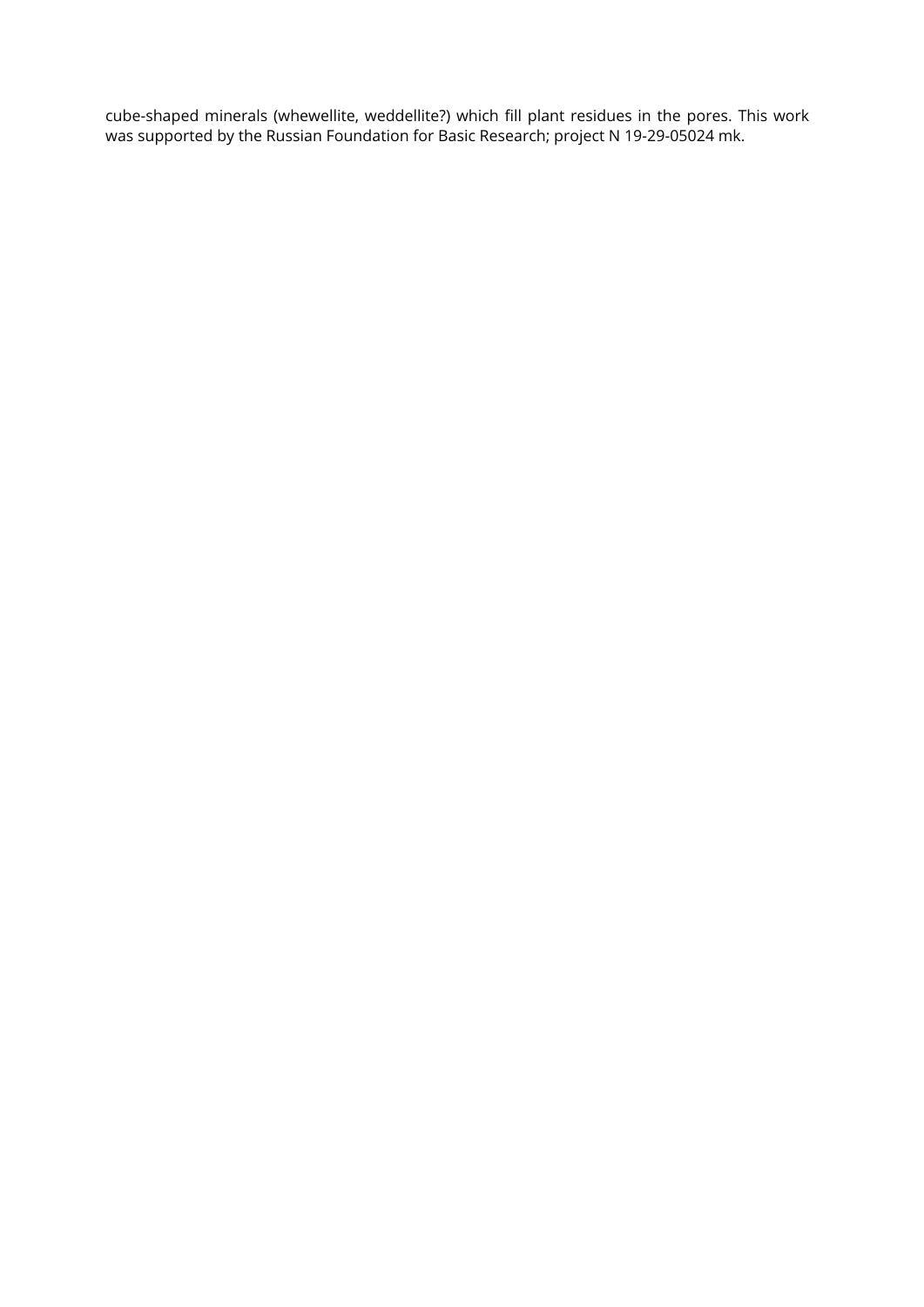cube-shaped minerals (whewellite, weddellite?) which fill plant residues in the pores. This work was supported by the Russian Foundation for Basic Research; project N 19-29-05024 mk.